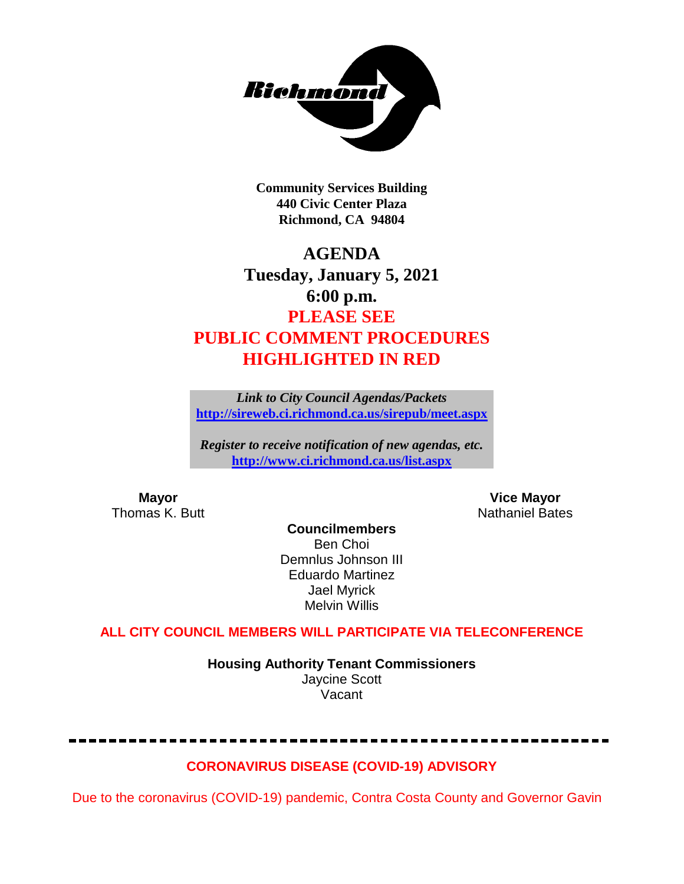**Community Services Building**
**440 Civic Center Plaza**
**Richmond, CA 94804**

# AGENDA
## Tuesday, January 5, 2021
## 6:00 p.m.
## PLEASE SEE PUBLIC COMMENT PROCEDURES HIGHLIGHTED IN RED

*Link to City Council Agendas/Packets*
**http://sireweb.ci.richmond.ca.us/sirepub/meet.aspx**

*Register to receive notification of new agendas, etc.*
**http://www.ci.richmond.ca.us/list.aspx**

**Mayor**
Thomas K. Butt

**Vice Mayor**
Nathaniel Bates

**Councilmembers**
Ben Choi
Demnlus Johnson III
Eduardo Martinez
Jael Myrick
Melvin Willis

**ALL CITY COUNCIL MEMBERS WILL PARTICIPATE VIA TELECONFERENCE**

**Housing Authority Tenant Commissioners**
Jaycine Scott
Vacant

---

**CORONAVIRUS DISEASE (COVID-19) ADVISORY**

Due to the coronavirus (COVID-19) pandemic, Contra Costa County and Governor Gavin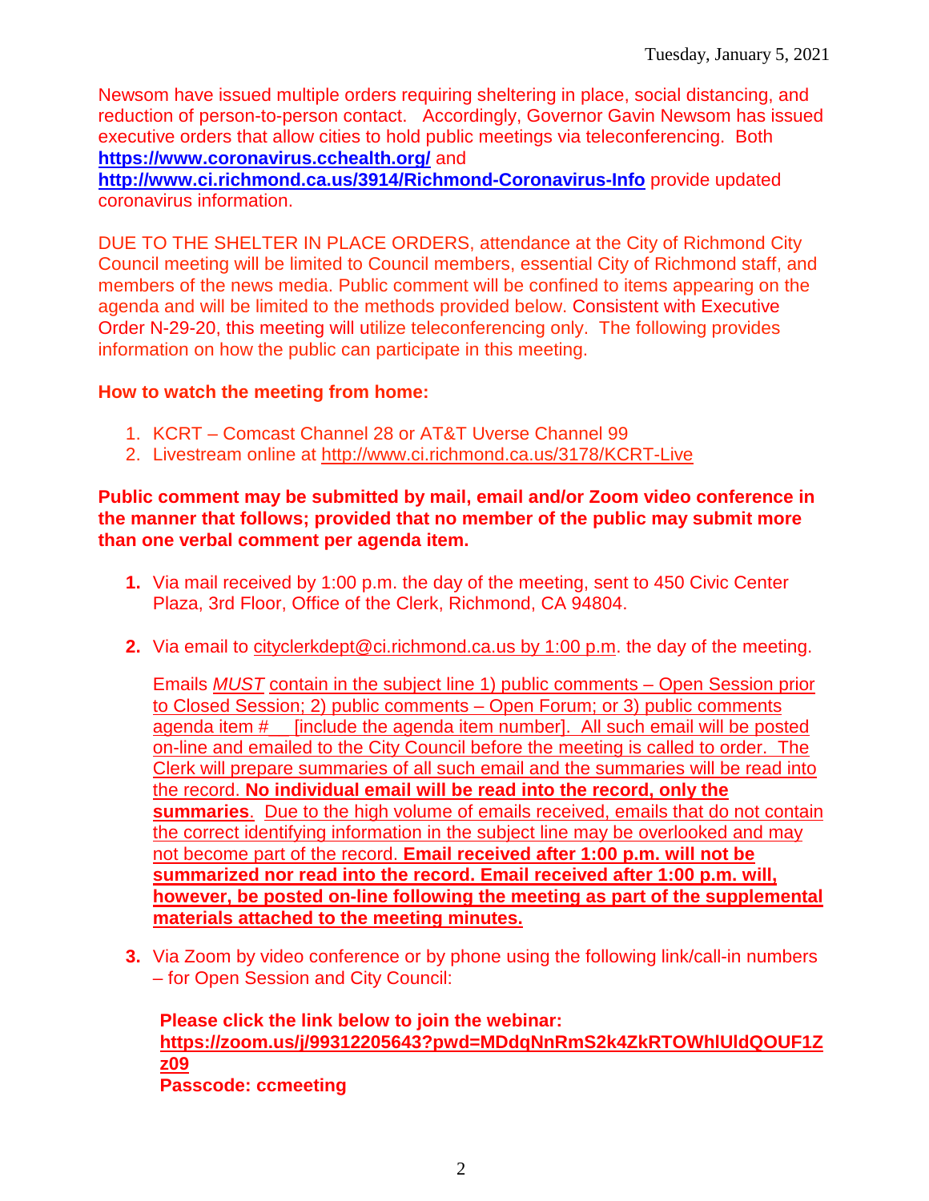Newsom have issued multiple orders requiring sheltering in place, social distancing, and reduction of person-to-person contact. Accordingly, Governor Gavin Newsom has issued executive orders that allow cities to hold public meetings via teleconferencing. Both **https://www.coronavirus.cchealth.org/** and **http://www.ci.richmond.ca.us/3914/Richmond-Coronavirus-Info** provide updated coronavirus information.

DUE TO THE SHELTER IN PLACE ORDERS, attendance at the City of Richmond City Council meeting will be limited to Council members, essential City of Richmond staff, and members of the news media. Public comment will be confined to items appearing on the agenda and will be limited to the methods provided below. Consistent with Executive Order N-29-20, this meeting will utilize teleconferencing only. The following provides information on how the public can participate in this meeting.

**How to watch the meeting from home:**

1. KCRT – Comcast Channel 28 or AT&T Uverse Channel 99
2. Livestream online at http://www.ci.richmond.ca.us/3178/KCRT-Live

**Public comment may be submitted by mail, email and/or Zoom video conference in the manner that follows; provided that no member of the public may submit more than one verbal comment per agenda item.**

1. Via mail received by 1:00 p.m. the day of the meeting, sent to 450 Civic Center Plaza, 3rd Floor, Office of the Clerk, Richmond, CA 94804.

2. Via email to cityclerkdept@ci.richmond.ca.us by 1:00 p.m. the day of the meeting.

   Emails *MUST* contain in the subject line 1) public comments – Open Session prior to Closed Session; 2) public comments – Open Forum; or 3) public comments agenda item #__ [include the agenda item number]. All such email will be posted on-line and emailed to the City Council before the meeting is called to order. The Clerk will prepare summaries of all such email and the summaries will be read into the record. **No individual email will be read into the record, only the summaries**. Due to the high volume of emails received, emails that do not contain the correct identifying information in the subject line may be overlooked and may not become part of the record. **Email received after 1:00 p.m. will not be summarized nor read into the record. Email received after 1:00 p.m. will, however, be posted on-line following the meeting as part of the supplemental materials attached to the meeting minutes.**

3. Via Zoom by video conference or by phone using the following link/call-in numbers – for Open Session and City Council:

   **Please click the link below to join the webinar:**
   **https://zoom.us/j/99312205643?pwd=MDdqNnRmS2k4ZkRTOWhlUldQOUF1Zz09**
   **Passcode: ccmeeting**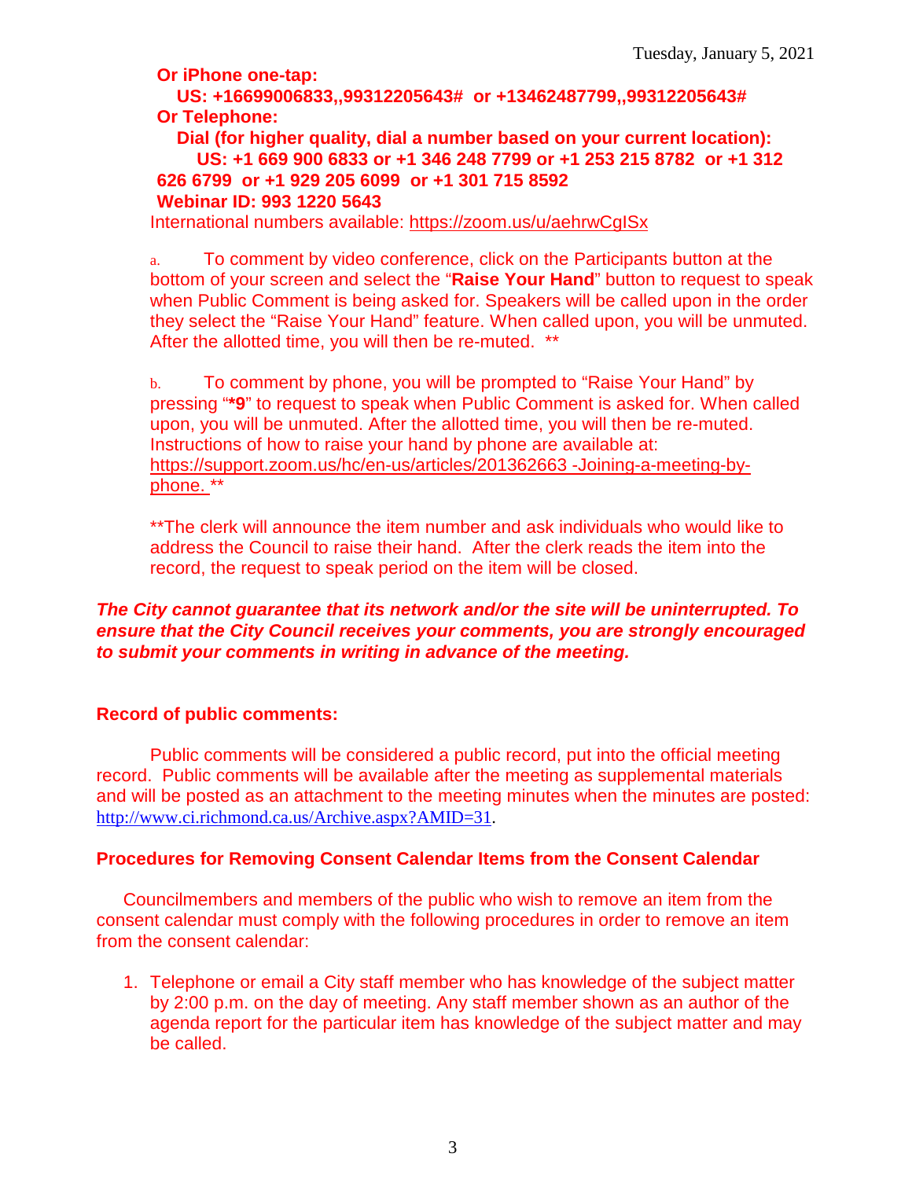**Or iPhone one-tap:**

**US: +16699006833,,99312205643# or +13462487799,,99312205643#**

**Or Telephone:**

**Dial (for higher quality, dial a number based on your current location):**

**US: +1 669 900 6833 or +1 346 248 7799 or +1 253 215 8782 or +1 312 626 6799 or +1 929 205 6099 or +1 301 715 8592**

**Webinar ID: 993 1220 5643**

International numbers available: https://zoom.us/u/aehrwCgISx

a. To comment by video conference, click on the Participants button at the bottom of your screen and select the "**Raise Your Hand**" button to request to speak when Public Comment is being asked for. Speakers will be called upon in the order they select the "Raise Your Hand" feature. When called upon, you will be unmuted. After the allotted time, you will then be re-muted. **

b. To comment by phone, you will be prompted to "Raise Your Hand" by pressing "**\*9**" to request to speak when Public Comment is asked for. When called upon, you will be unmuted. After the allotted time, you will then be re-muted. Instructions of how to raise your hand by phone are available at: https://support.zoom.us/hc/en-us/articles/201362663 -Joining-a-meeting-by-phone. **

**The clerk will announce the item number and ask individuals who would like to address the Council to raise their hand. After the clerk reads the item into the record, the request to speak period on the item will be closed.

***The City cannot guarantee that its network and/or the site will be uninterrupted. To ensure that the City Council receives your comments, you are strongly encouraged to submit your comments in writing in advance of the meeting.***

**Record of public comments:**

Public comments will be considered a public record, put into the official meeting record. Public comments will be available after the meeting as supplemental materials and will be posted as an attachment to the meeting minutes when the minutes are posted: http://www.ci.richmond.ca.us/Archive.aspx?AMID=31.

**Procedures for Removing Consent Calendar Items from the Consent Calendar**

Councilmembers and members of the public who wish to remove an item from the consent calendar must comply with the following procedures in order to remove an item from the consent calendar:

1. Telephone or email a City staff member who has knowledge of the subject matter by 2:00 p.m. on the day of meeting. Any staff member shown as an author of the agenda report for the particular item has knowledge of the subject matter and may be called.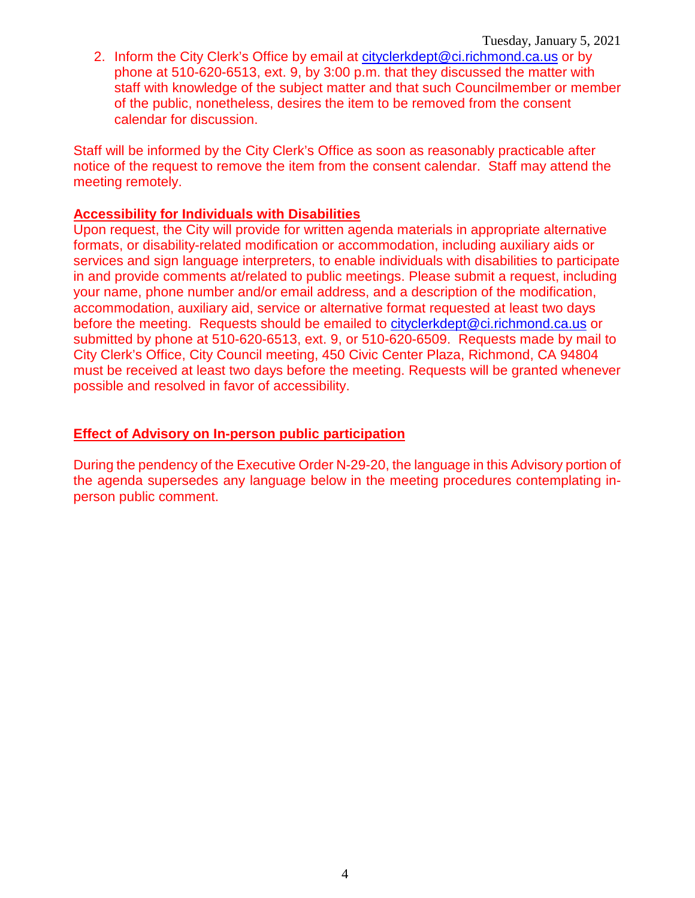2. Inform the City Clerk's Office by email at cityclerkdept@ci.richmond.ca.us or by phone at 510-620-6513, ext. 9, by 3:00 p.m. that they discussed the matter with staff with knowledge of the subject matter and that such Councilmember or member of the public, nonetheless, desires the item to be removed from the consent calendar for discussion.

Staff will be informed by the City Clerk's Office as soon as reasonably practicable after notice of the request to remove the item from the consent calendar. Staff may attend the meeting remotely.

**Accessibility for Individuals with Disabilities**

Upon request, the City will provide for written agenda materials in appropriate alternative formats, or disability-related modification or accommodation, including auxiliary aids or services and sign language interpreters, to enable individuals with disabilities to participate in and provide comments at/related to public meetings. Please submit a request, including your name, phone number and/or email address, and a description of the modification, accommodation, auxiliary aid, service or alternative format requested at least two days before the meeting. Requests should be emailed to cityclerkdept@ci.richmond.ca.us or submitted by phone at 510-620-6513, ext. 9, or 510-620-6509. Requests made by mail to City Clerk's Office, City Council meeting, 450 Civic Center Plaza, Richmond, CA 94804 must be received at least two days before the meeting. Requests will be granted whenever possible and resolved in favor of accessibility.

**Effect of Advisory on In-person public participation**

During the pendency of the Executive Order N-29-20, the language in this Advisory portion of the agenda supersedes any language below in the meeting procedures contemplating in-person public comment.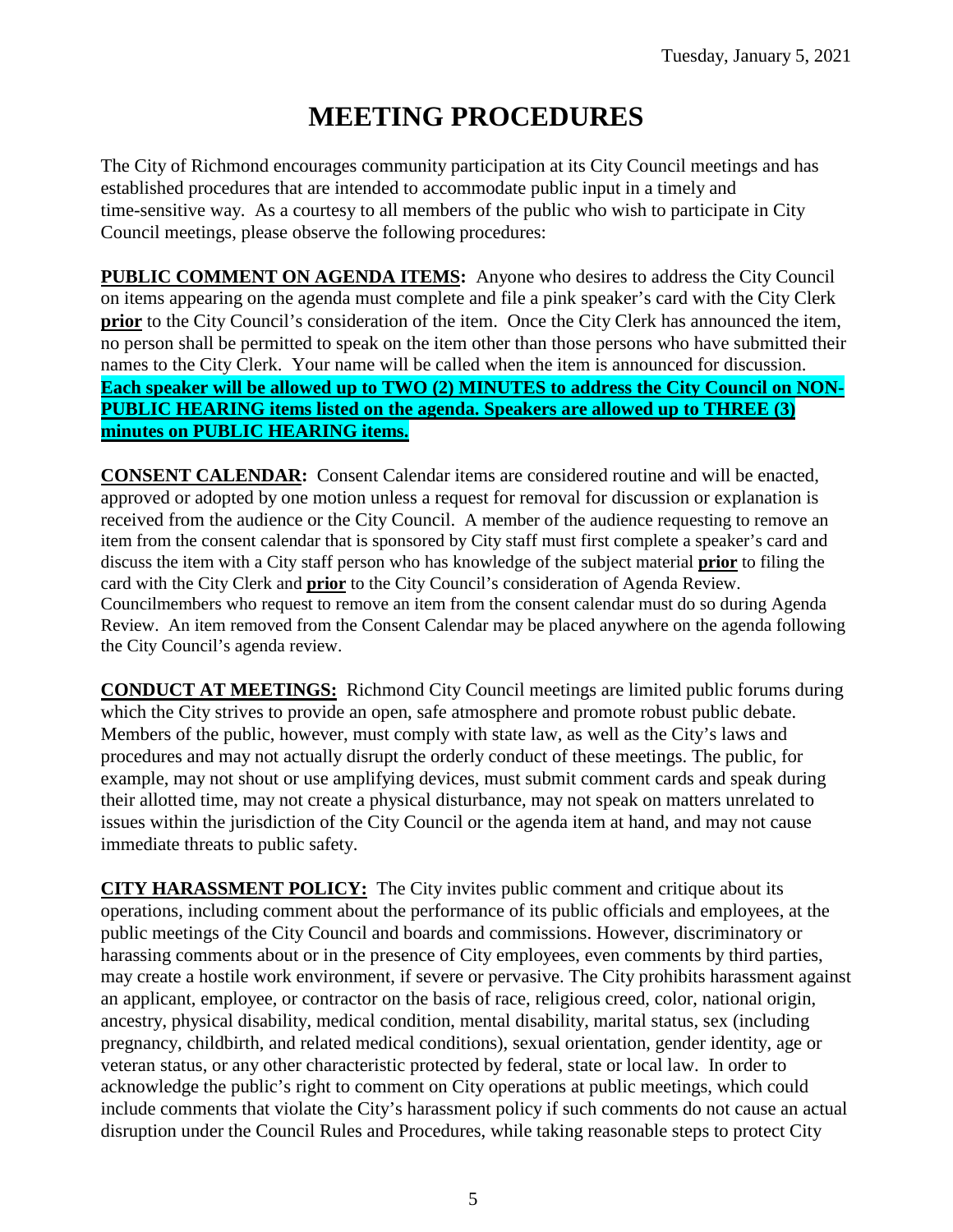# MEETING PROCEDURES

The City of Richmond encourages community participation at its City Council meetings and has established procedures that are intended to accommodate public input in a timely and time-sensitive way. As a courtesy to all members of the public who wish to participate in City Council meetings, please observe the following procedures:

**PUBLIC COMMENT ON AGENDA ITEMS:** Anyone who desires to address the City Council on items appearing on the agenda must complete and file a pink speaker's card with the City Clerk **prior** to the City Council's consideration of the item. Once the City Clerk has announced the item, no person shall be permitted to speak on the item other than those persons who have submitted their names to the City Clerk. Your name will be called when the item is announced for discussion. **Each speaker will be allowed up to TWO (2) MINUTES to address the City Council on NON-PUBLIC HEARING items listed on the agenda. Speakers are allowed up to THREE (3) minutes on PUBLIC HEARING items.**

**CONSENT CALENDAR:** Consent Calendar items are considered routine and will be enacted, approved or adopted by one motion unless a request for removal for discussion or explanation is received from the audience or the City Council. A member of the audience requesting to remove an item from the consent calendar that is sponsored by City staff must first complete a speaker's card and discuss the item with a City staff person who has knowledge of the subject material **prior** to filing the card with the City Clerk and **prior** to the City Council's consideration of Agenda Review. Councilmembers who request to remove an item from the consent calendar must do so during Agenda Review. An item removed from the Consent Calendar may be placed anywhere on the agenda following the City Council's agenda review.

**CONDUCT AT MEETINGS:** Richmond City Council meetings are limited public forums during which the City strives to provide an open, safe atmosphere and promote robust public debate. Members of the public, however, must comply with state law, as well as the City's laws and procedures and may not actually disrupt the orderly conduct of these meetings. The public, for example, may not shout or use amplifying devices, must submit comment cards and speak during their allotted time, may not create a physical disturbance, may not speak on matters unrelated to issues within the jurisdiction of the City Council or the agenda item at hand, and may not cause immediate threats to public safety.

**CITY HARASSMENT POLICY:** The City invites public comment and critique about its operations, including comment about the performance of its public officials and employees, at the public meetings of the City Council and boards and commissions. However, discriminatory or harassing comments about or in the presence of City employees, even comments by third parties, may create a hostile work environment, if severe or pervasive. The City prohibits harassment against an applicant, employee, or contractor on the basis of race, religious creed, color, national origin, ancestry, physical disability, medical condition, mental disability, marital status, sex (including pregnancy, childbirth, and related medical conditions), sexual orientation, gender identity, age or veteran status, or any other characteristic protected by federal, state or local law. In order to acknowledge the public's right to comment on City operations at public meetings, which could include comments that violate the City's harassment policy if such comments do not cause an actual disruption under the Council Rules and Procedures, while taking reasonable steps to protect City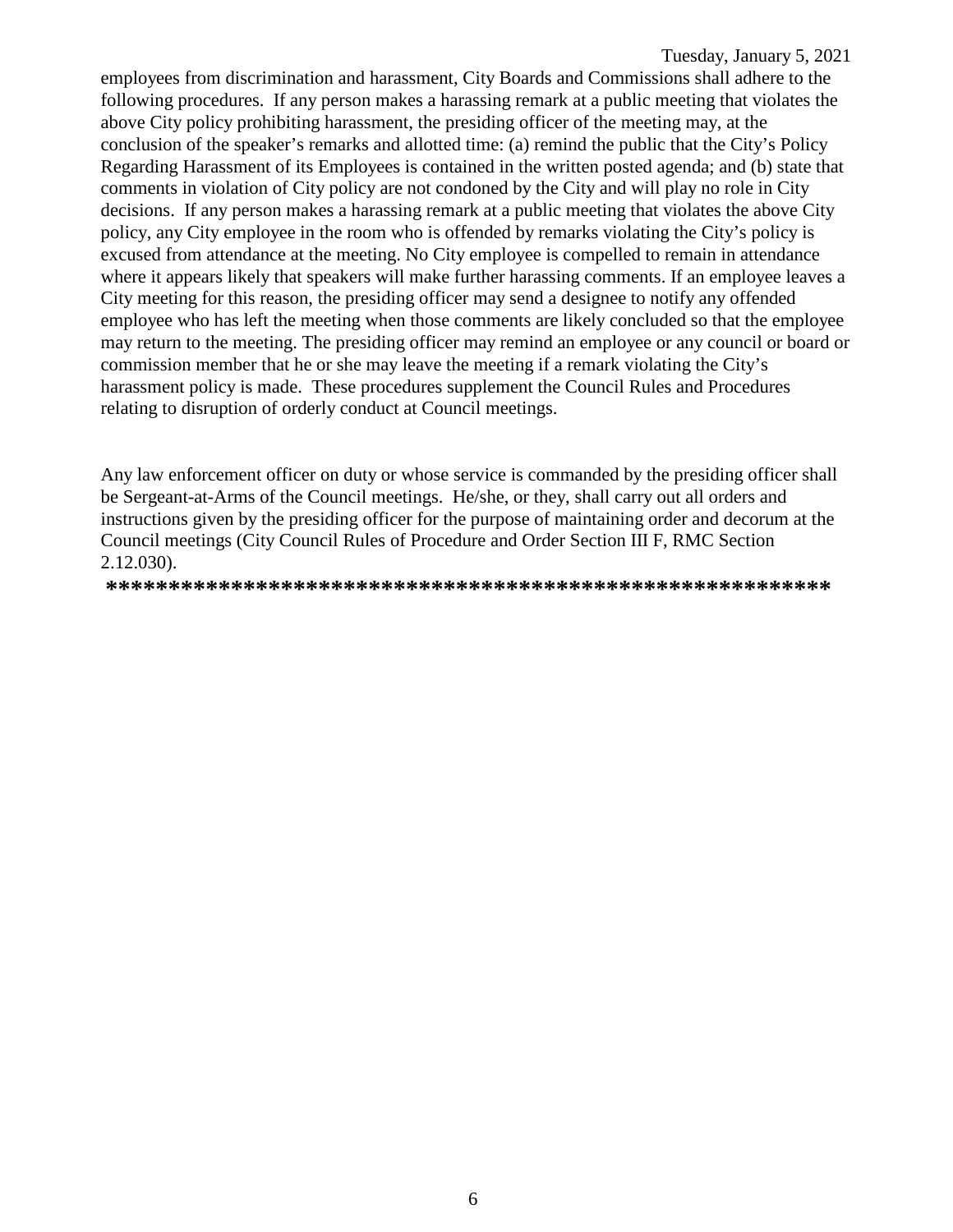employees from discrimination and harassment, City Boards and Commissions shall adhere to the following procedures. If any person makes a harassing remark at a public meeting that violates the above City policy prohibiting harassment, the presiding officer of the meeting may, at the conclusion of the speaker's remarks and allotted time: (a) remind the public that the City's Policy Regarding Harassment of its Employees is contained in the written posted agenda; and (b) state that comments in violation of City policy are not condoned by the City and will play no role in City decisions. If any person makes a harassing remark at a public meeting that violates the above City policy, any City employee in the room who is offended by remarks violating the City's policy is excused from attendance at the meeting. No City employee is compelled to remain in attendance where it appears likely that speakers will make further harassing comments. If an employee leaves a City meeting for this reason, the presiding officer may send a designee to notify any offended employee who has left the meeting when those comments are likely concluded so that the employee may return to the meeting. The presiding officer may remind an employee or any council or board or commission member that he or she may leave the meeting if a remark violating the City's harassment policy is made. These procedures supplement the Council Rules and Procedures relating to disruption of orderly conduct at Council meetings.

Any law enforcement officer on duty or whose service is commanded by the presiding officer shall be Sergeant-at-Arms of the Council meetings. He/she, or they, shall carry out all orders and instructions given by the presiding officer for the purpose of maintaining order and decorum at the Council meetings (City Council Rules of Procedure and Order Section III F, RMC Section 2.12.030).

**********************************************************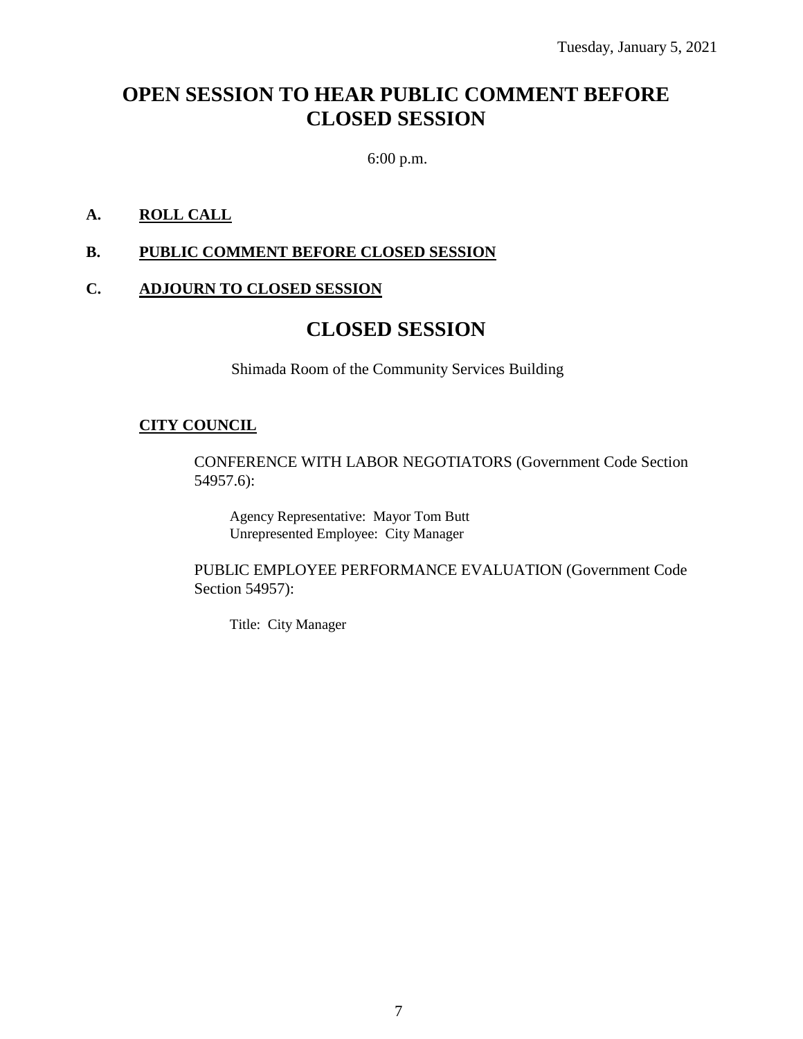Tuesday, January 5, 2021

# OPEN SESSION TO HEAR PUBLIC COMMENT BEFORE CLOSED SESSION

6:00 p.m.

**A. ROLL CALL**

**B. PUBLIC COMMENT BEFORE CLOSED SESSION**

**C. ADJOURN TO CLOSED SESSION**

# CLOSED SESSION

Shimada Room of the Community Services Building

**CITY COUNCIL**

CONFERENCE WITH LABOR NEGOTIATORS (Government Code Section 54957.6):

Agency Representative: Mayor Tom Butt
Unrepresented Employee: City Manager

PUBLIC EMPLOYEE PERFORMANCE EVALUATION (Government Code Section 54957):

Title: City Manager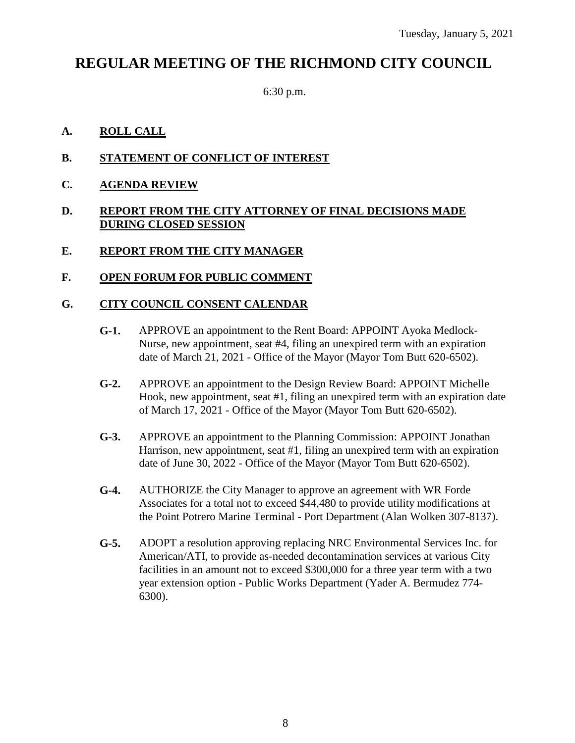Tuesday, January 5, 2021

# REGULAR MEETING OF THE RICHMOND CITY COUNCIL

6:30 p.m.

**A. ROLL CALL**

**B. STATEMENT OF CONFLICT OF INTEREST**

**C. AGENDA REVIEW**

**D. REPORT FROM THE CITY ATTORNEY OF FINAL DECISIONS MADE DURING CLOSED SESSION**

**E. REPORT FROM THE CITY MANAGER**

**F. OPEN FORUM FOR PUBLIC COMMENT**

**G. CITY COUNCIL CONSENT CALENDAR**

**G-1.** APPROVE an appointment to the Rent Board: APPOINT Ayoka Medlock-Nurse, new appointment, seat #4, filing an unexpired term with an expiration date of March 21, 2021 - Office of the Mayor (Mayor Tom Butt 620-6502).

**G-2.** APPROVE an appointment to the Design Review Board: APPOINT Michelle Hook, new appointment, seat #1, filing an unexpired term with an expiration date of March 17, 2021 - Office of the Mayor (Mayor Tom Butt 620-6502).

**G-3.** APPROVE an appointment to the Planning Commission: APPOINT Jonathan Harrison, new appointment, seat #1, filing an unexpired term with an expiration date of June 30, 2022 - Office of the Mayor (Mayor Tom Butt 620-6502).

**G-4.** AUTHORIZE the City Manager to approve an agreement with WR Forde Associates for a total not to exceed $44,480 to provide utility modifications at the Point Potrero Marine Terminal - Port Department (Alan Wolken 307-8137).

**G-5.** ADOPT a resolution approving replacing NRC Environmental Services Inc. for American/ATI, to provide as-needed decontamination services at various City facilities in an amount not to exceed $300,000 for a three year term with a two year extension option - Public Works Department (Yader A. Bermudez 774-6300).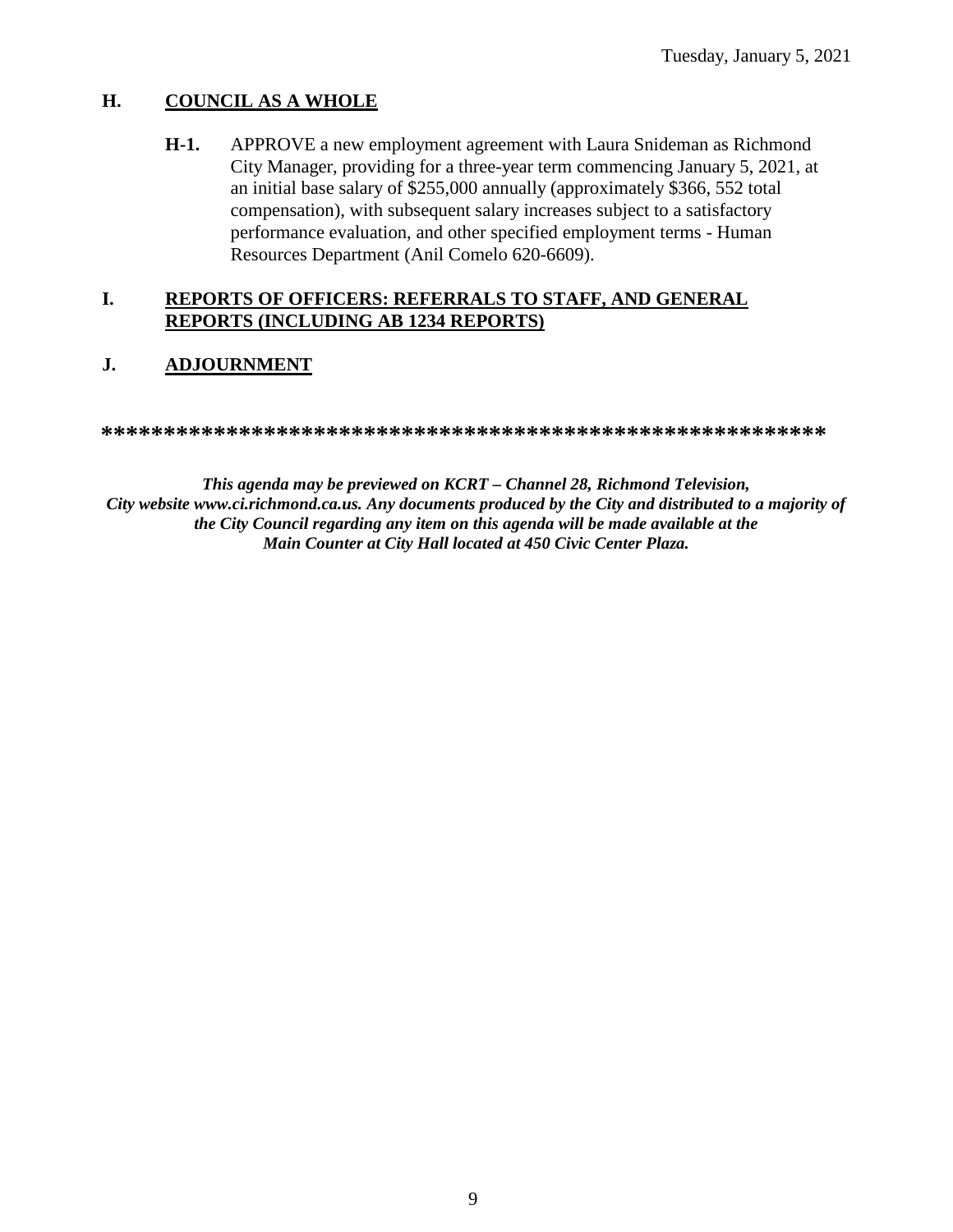## H. COUNCIL AS A WHOLE

**H-1.** APPROVE a new employment agreement with Laura Snideman as Richmond City Manager, providing for a three-year term commencing January 5, 2021, at an initial base salary of $255,000 annually (approximately $366, 552 total compensation), with subsequent salary increases subject to a satisfactory performance evaluation, and other specified employment terms - Human Resources Department (Anil Comelo 620-6609).

## I. REPORTS OF OFFICERS: REFERRALS TO STAFF, AND GENERAL REPORTS (INCLUDING AB 1234 REPORTS)

## J. ADJOURNMENT

**********************************************************

***This agenda may be previewed on KCRT – Channel 28, Richmond Television, City website www.ci.richmond.ca.us. Any documents produced by the City and distributed to a majority of the City Council regarding any item on this agenda will be made available at the Main Counter at City Hall located at 450 Civic Center Plaza.***